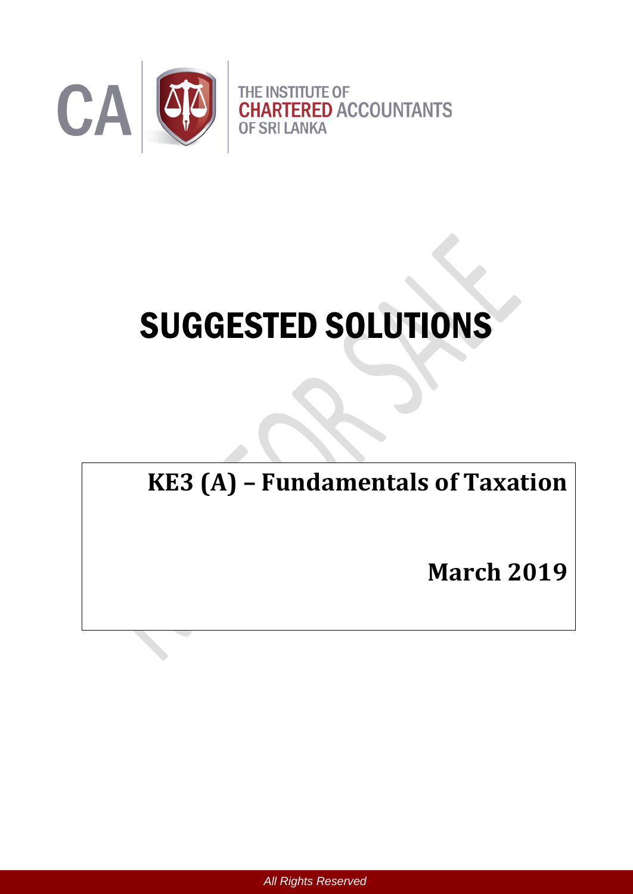THE INSTITUTE OF
**CHARTERED** ACCOUNTANTS
OF SRI LANKA

# SUGGESTED SOLUTIONS

## KE3 (A) – Fundamentals of Taxation

## March 2019

*All Rights Reserved*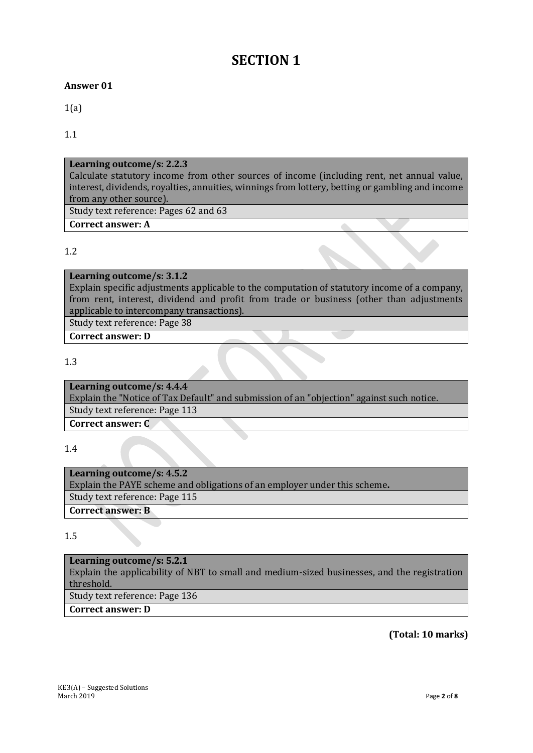# SECTION 1

**Answer 01**

1(a)

1.1

| **Learning outcome/s: 2.2.3** |
|---|
| Calculate statutory income from other sources of income (including rent, net annual value, interest, dividends, royalties, annuities, winnings from lottery, betting or gambling and income from any other source). |
| Study text reference: Pages 62 and 63 |
| **Correct answer: A** |

1.2

| **Learning outcome/s: 3.1.2** |
|---|
| Explain specific adjustments applicable to the computation of statutory income of a company, from rent, interest, dividend and profit from trade or business (other than adjustments applicable to intercompany transactions). |
| Study text reference: Page 38 |
| **Correct answer: D** |

1.3

| **Learning outcome/s: 4.4.4** |
|---|
| Explain the "Notice of Tax Default" and submission of an "objection" against such notice. |
| Study text reference: Page 113 |
| **Correct answer: C** |

1.4

| **Learning outcome/s: 4.5.2** |
|---|
| Explain the PAYE scheme and obligations of an employer under this scheme**.** |
| Study text reference: Page 115 |
| **Correct answer: B** |

1.5

| **Learning outcome/s: 5.2.1** |
|---|
| Explain the applicability of NBT to small and medium-sized businesses, and the registration threshold. |
| Study text reference: Page 136 |
| **Correct answer: D** |

**(Total: 10 marks)**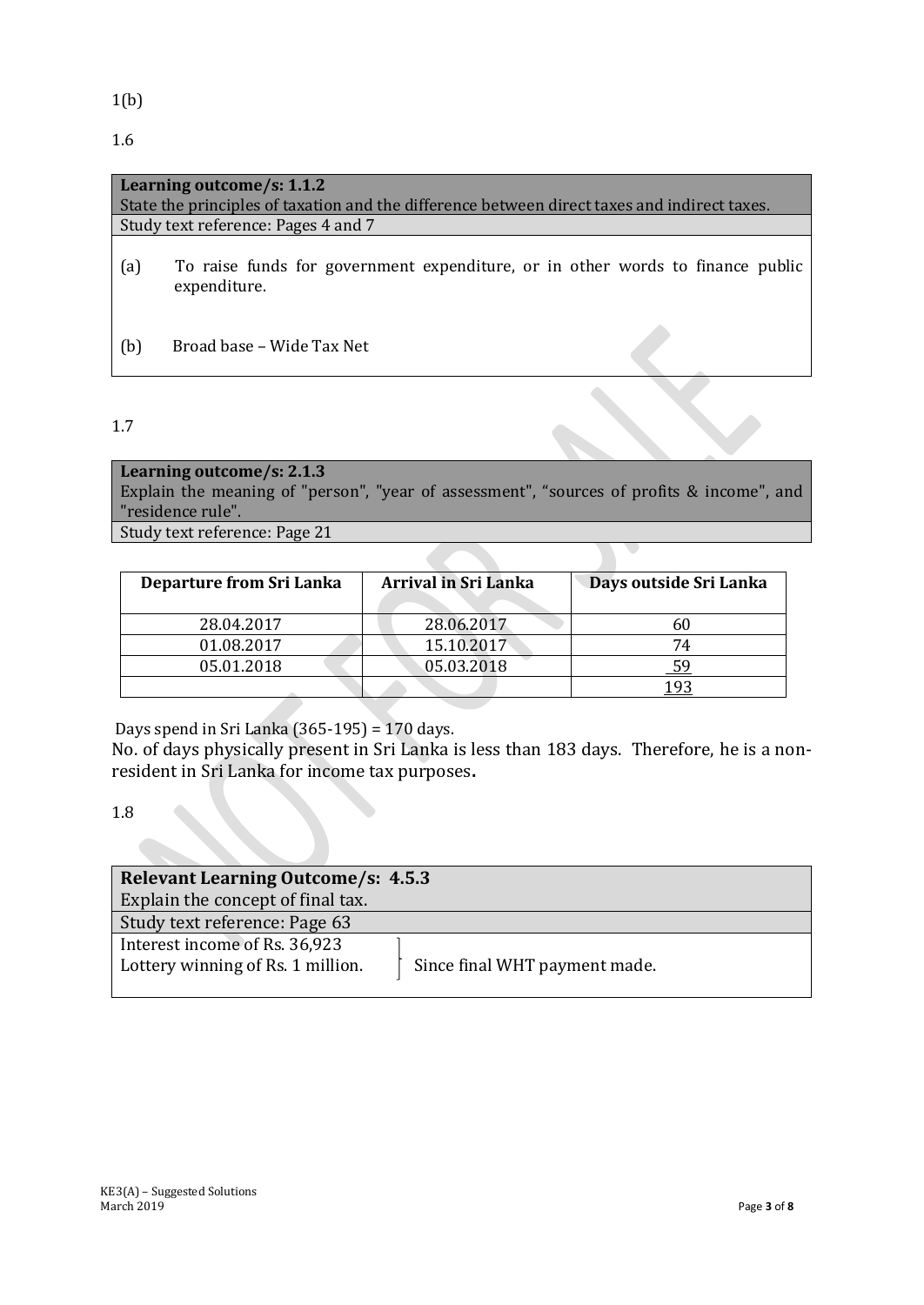1(b)

1.6

| **Learning outcome/s: 1.1.2** |
|---|
| State the principles of taxation and the difference between direct taxes and indirect taxes. |
| Study text reference: Pages 4 and 7 |

(a) To raise funds for government expenditure, or in other words to finance public expenditure.

(b) Broad base – Wide Tax Net

1.7

| **Learning outcome/s: 2.1.3** |
|---|
| Explain the meaning of "person", "year of assessment", "sources of profits & income", and "residence rule". |
| Study text reference: Page 21 |

| Departure from Sri Lanka | Arrival in Sri Lanka | Days outside Sri Lanka |
|---|---|---|
| 28.04.2017 | 28.06.2017 | 60 |
| 01.08.2017 | 15.10.2017 | 74 |
| 05.01.2018 | 05.03.2018 | 59 |
| | | 193 |

Days spend in Sri Lanka (365-195) = 170 days.

No. of days physically present in Sri Lanka is less than 183 days. Therefore, he is a non-resident in Sri Lanka for income tax purposes**.**

1.8

| **Relevant Learning Outcome/s: 4.5.3** | |
|---|---|
| Explain the concept of final tax. | |
| Study text reference: Page 63 | |
| Interest income of Rs. 36,923<br>Lottery winning of Rs. 1 million. | Since final WHT payment made. |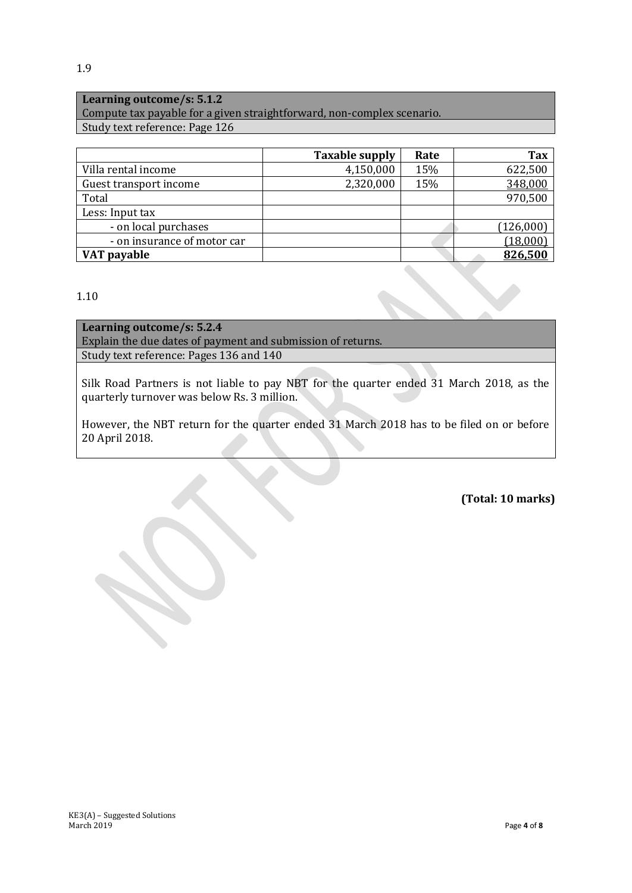1.9

| **Learning outcome/s: 5.1.2** |
|---|
| Compute tax payable for a given straightforward, non-complex scenario. |
| Study text reference: Page 126 |

| | Taxable supply | Rate | Tax |
|---|---:|---:|---:|
| Villa rental income | 4,150,000 | 15% | 622,500 |
| Guest transport income | 2,320,000 | 15% | 348,000 |
| Total | | | 970,500 |
| Less: Input tax | | | |
| - on local purchases | | | (126,000) |
| - on insurance of motor car | | | (18,000) |
| **VAT payable** | | | **826,500** |

1.10

| **Learning outcome/s: 5.2.4** |
|---|
| Explain the due dates of payment and submission of returns. |
| Study text reference: Pages 136 and 140 |

Silk Road Partners is not liable to pay NBT for the quarter ended 31 March 2018, as the quarterly turnover was below Rs. 3 million.

However, the NBT return for the quarter ended 31 March 2018 has to be filed on or before 20 April 2018.

**(Total: 10 marks)**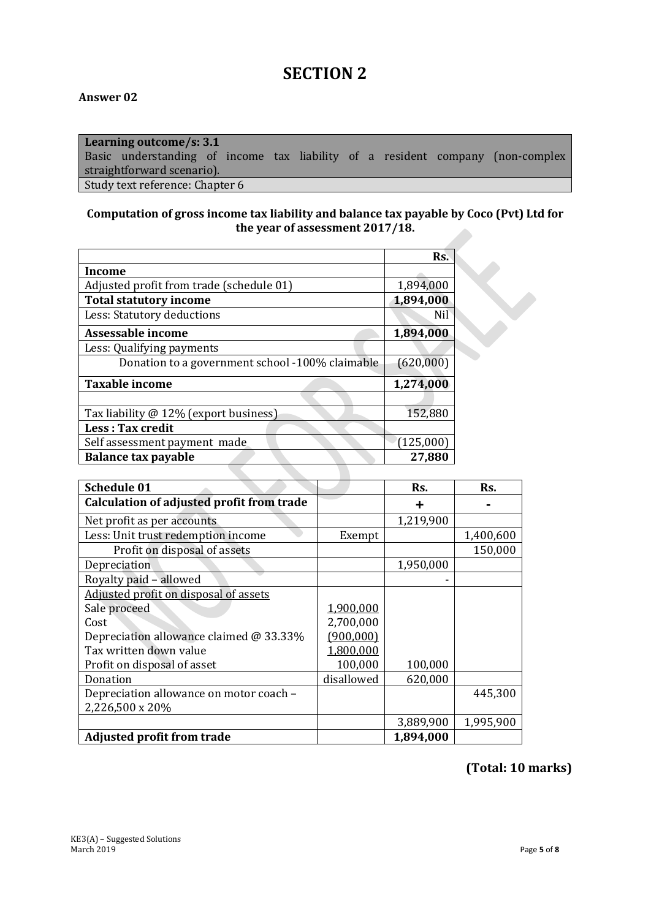# SECTION 2

**Answer 02**

| **Learning outcome/s: 3.1** |
| --- |
| Basic understanding of income tax liability of a resident company (non-complex straightforward scenario). |
| Study text reference: Chapter 6 |

**Computation of gross income tax liability and balance tax payable by Coco (Pvt) Ltd for the year of assessment 2017/18.**

| | **Rs.** |
| --- | --- |
| **Income** | |
| Adjusted profit from trade (schedule 01) | 1,894,000 |
| **Total statutory income** | **1,894,000** |
| Less: Statutory deductions | Nil |
| **Assessable income** | **1,894,000** |
| Less: Qualifying payments | |
| Donation to a government school -100% claimable | (620,000) |
| **Taxable income** | **1,274,000** |
| | |
| Tax liability @ 12% (export business) | 152,880 |
| **Less : Tax credit** | |
| Self assessment payment made | (125,000) |
| **Balance tax payable** | **27,880** |

| **Schedule 01** | | **Rs.** | **Rs.** |
| --- | --- | --- | --- |
| **Calculation of adjusted profit from trade** | | **+** | **-** |
| Net profit as per accounts | | 1,219,900 | |
| Less: Unit trust redemption income | Exempt | | 1,400,600 |
| Profit on disposal of assets | | | 150,000 |
| Depreciation | | 1,950,000 | |
| Royalty paid – allowed | | - | |
| Adjusted profit on disposal of assets | | | |
| Sale proceed | 1,900,000 | | |
| Cost | 2,700,000 | | |
| Depreciation allowance claimed @ 33.33% | (900,000) | | |
| Tax written down value | 1,800,000 | | |
| Profit on disposal of asset | 100,000 | 100,000 | |
| Donation | disallowed | 620,000 | |
| Depreciation allowance on motor coach – 2,226,500 x 20% | | | 445,300 |
| | | 3,889,900 | 1,995,900 |
| **Adjusted profit from trade** | | **1,894,000** | |

**(Total: 10 marks)**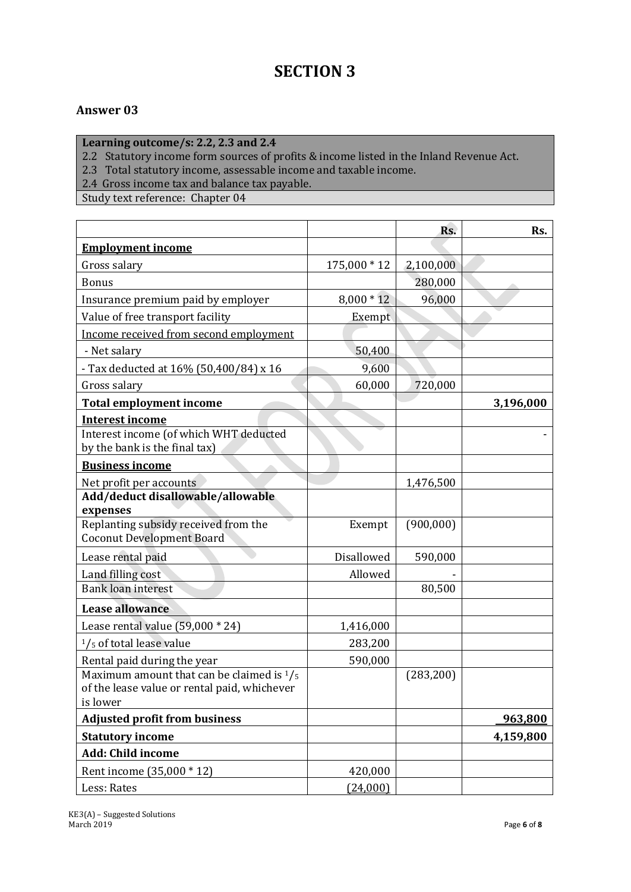# SECTION 3

## Answer 03

| **Learning outcome/s: 2.2, 2.3 and 2.4** |
|---|
| 2.2 Statutory income form sources of profits & income listed in the Inland Revenue Act. |
| 2.3 Total statutory income, assessable income and taxable income. |
| 2.4 Gross income tax and balance tax payable. |
| Study text reference: Chapter 04 |

| | | Rs. | Rs. |
|---|---|---|---|
| **<u>Employment income</u>** | | | |
| Gross salary | 175,000 * 12 | 2,100,000 | |
| Bonus | | 280,000 | |
| Insurance premium paid by employer | 8,000 * 12 | 96,000 | |
| Value of free transport facility | Exempt | | |
| <u>Income received from second employment</u> | | | |
| - Net salary | 50,400 | | |
| - Tax deducted at 16% (50,400/84) x 16 | 9,600 | | |
| Gross salary | 60,000 | 720,000 | |
| **Total employment income** | | | **3,196,000** |
| **<u>Interest income</u>** | | | |
| Interest income (of which WHT deducted by the bank is the final tax) | | | - |
| **<u>Business income</u>** | | | |
| Net profit per accounts | | 1,476,500 | |
| **Add/deduct disallowable/allowable expenses** | | | |
| Replanting subsidy received from the Coconut Development Board | Exempt | (900,000) | |
| Lease rental paid | Disallowed | 590,000 | |
| Land filling cost | Allowed | - | |
| Bank loan interest | | 80,500 | |
| **Lease allowance** | | | |
| Lease rental value (59,000 * 24) | 1,416,000 | | |
| $^1/_5$ of total lease value | 283,200 | | |
| Rental paid during the year | 590,000 | | |
| Maximum amount that can be claimed is $^1/_5$ of the lease value or rental paid, whichever is lower | | (283,200) | |
| **Adjusted profit from business** | | | **963,800** |
| **Statutory income** | | | **4,159,800** |
| **Add: Child income** | | | |
| Rent income (35,000 * 12) | 420,000 | | |
| Less: Rates | (24,000) | | |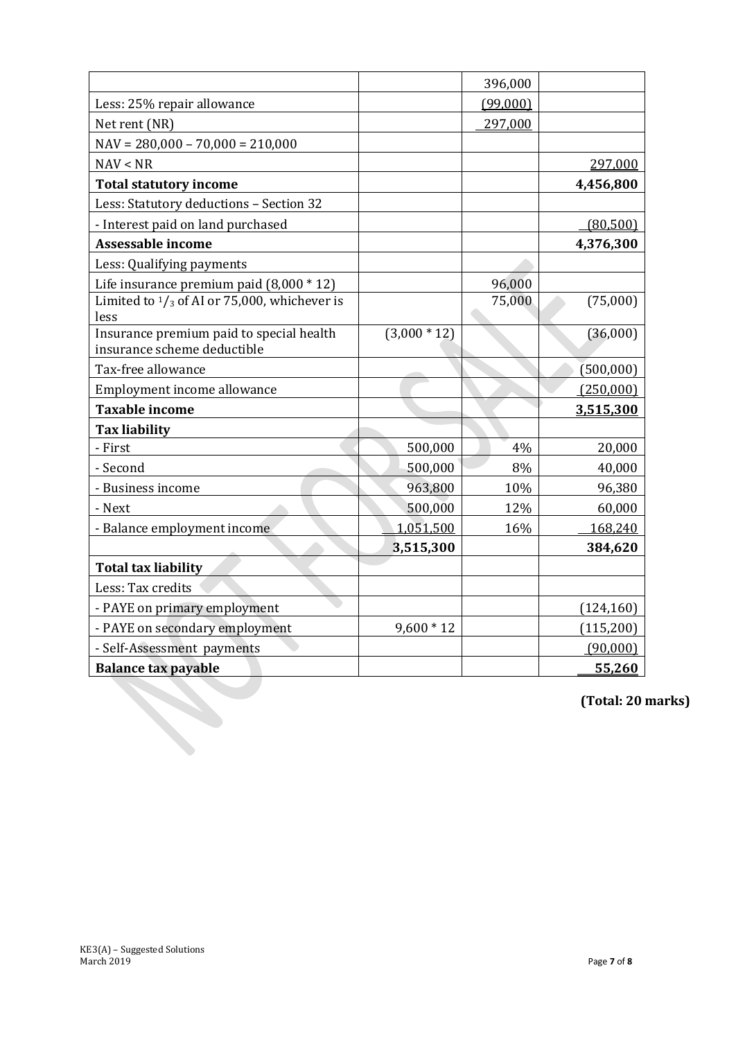| | | | |
|---|---|---|---|
| | | 396,000 | |
| Less: 25% repair allowance | | (99,000) | |
| Net rent (NR) | | 297,000 | |
| NAV = 280,000 – 70,000 = 210,000 | | | |
| NAV < NR | | | 297,000 |
| **Total statutory income** | | | **4,456,800** |
| Less: Statutory deductions – Section 32 | | | |
| - Interest paid on land purchased | | | (80,500) |
| **Assessable income** | | | **4,376,300** |
| Less: Qualifying payments | | | |
| Life insurance premium paid (8,000 * 12) | | 96,000 | |
| Limited to $^{1}/_{3}$ of AI or 75,000, whichever is less | | 75,000 | (75,000) |
| Insurance premium paid to special health insurance scheme deductible | (3,000 * 12) | | (36,000) |
| Tax-free allowance | | | (500,000) |
| Employment income allowance | | | (250,000) |
| **Taxable income** | | | **3,515,300** |
| **Tax liability** | | | |
| - First | 500,000 | 4% | 20,000 |
| - Second | 500,000 | 8% | 40,000 |
| - Business income | 963,800 | 10% | 96,380 |
| - Next | 500,000 | 12% | 60,000 |
| - Balance employment income | 1,051,500 | 16% | 168,240 |
| | **3,515,300** | | **384,620** |
| **Total tax liability** | | | |
| Less: Tax credits | | | |
| - PAYE on primary employment | | | (124,160) |
| - PAYE on secondary employment | 9,600 * 12 | | (115,200) |
| - Self-Assessment payments | | | (90,000) |
| **Balance tax payable** | | | **55,260** |

**(Total: 20 marks)**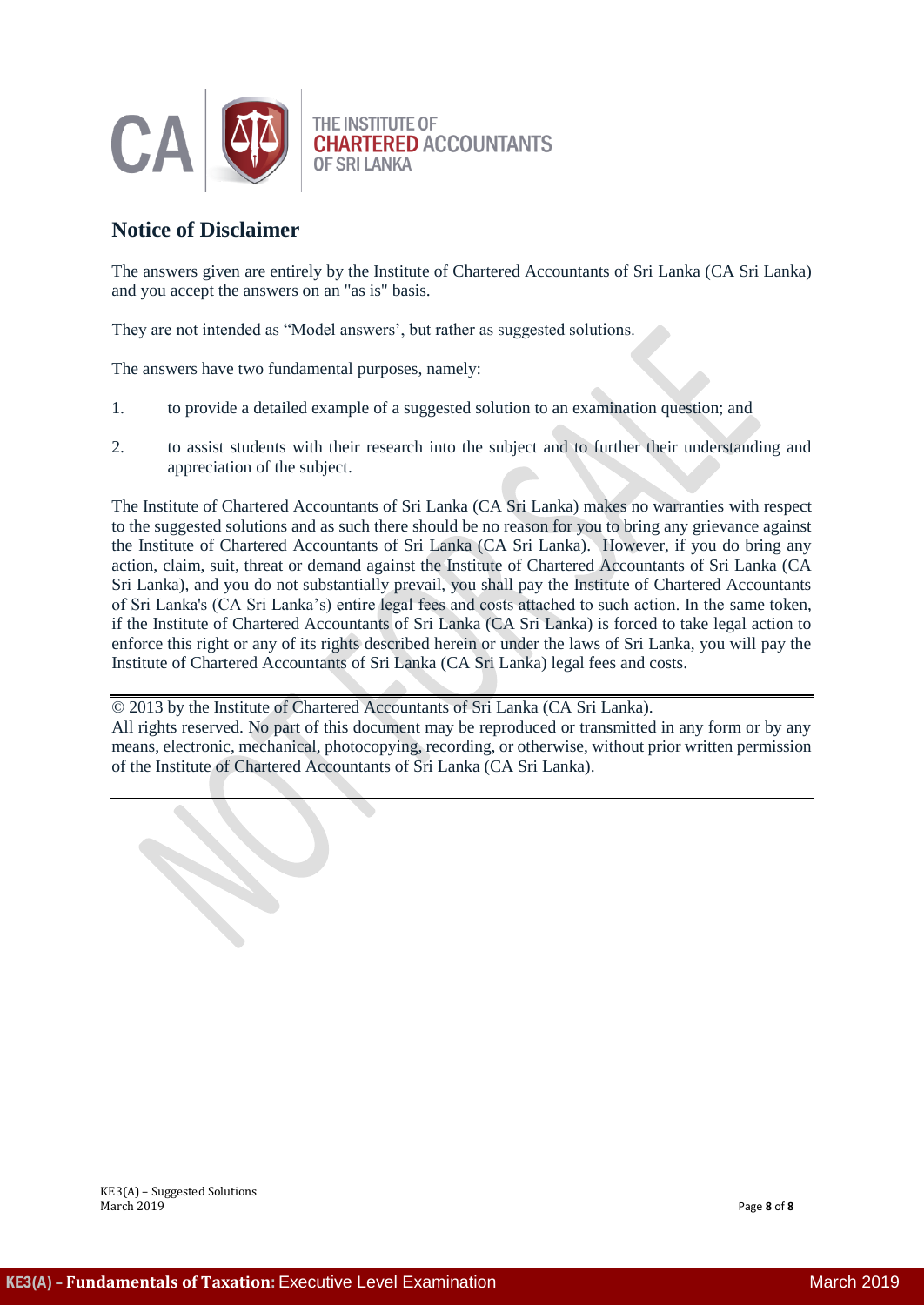# Notice of Disclaimer

The answers given are entirely by the Institute of Chartered Accountants of Sri Lanka (CA Sri Lanka) and you accept the answers on an "as is" basis.

They are not intended as "Model answers', but rather as suggested solutions.

The answers have two fundamental purposes, namely:

1. to provide a detailed example of a suggested solution to an examination question; and

2. to assist students with their research into the subject and to further their understanding and appreciation of the subject.

The Institute of Chartered Accountants of Sri Lanka (CA Sri Lanka) makes no warranties with respect to the suggested solutions and as such there should be no reason for you to bring any grievance against the Institute of Chartered Accountants of Sri Lanka (CA Sri Lanka). However, if you do bring any action, claim, suit, threat or demand against the Institute of Chartered Accountants of Sri Lanka (CA Sri Lanka), and you do not substantially prevail, you shall pay the Institute of Chartered Accountants of Sri Lanka's (CA Sri Lanka's) entire legal fees and costs attached to such action. In the same token, if the Institute of Chartered Accountants of Sri Lanka (CA Sri Lanka) is forced to take legal action to enforce this right or any of its rights described herein or under the laws of Sri Lanka, you will pay the Institute of Chartered Accountants of Sri Lanka (CA Sri Lanka) legal fees and costs.

---

© 2013 by the Institute of Chartered Accountants of Sri Lanka (CA Sri Lanka).
All rights reserved. No part of this document may be reproduced or transmitted in any form or by any means, electronic, mechanical, photocopying, recording, or otherwise, without prior written permission of the Institute of Chartered Accountants of Sri Lanka (CA Sri Lanka).

---